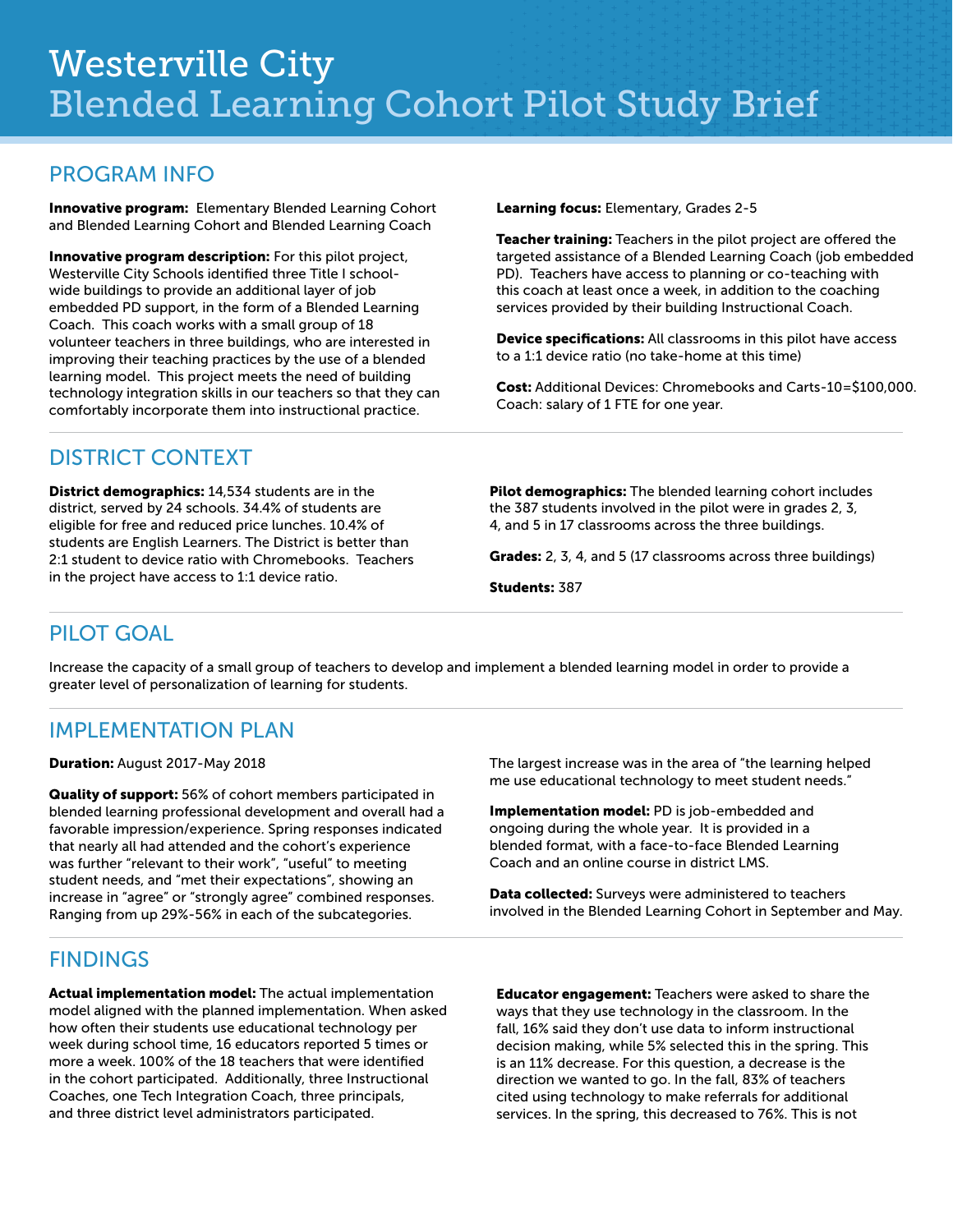# Westerville City
## Blended Learning Cohort Pilot Study Brief

## PROGRAM INFO

**Innovative program:** Elementary Blended Learning Cohort and Blended Learning Cohort and Blended Learning Coach

**Innovative program description:** For this pilot project, Westerville City Schools identified three Title I school-wide buildings to provide an additional layer of job embedded PD support, in the form of a Blended Learning Coach. This coach works with a small group of 18 volunteer teachers in three buildings, who are interested in improving their teaching practices by the use of a blended learning model. This project meets the need of building technology integration skills in our teachers so that they can comfortably incorporate them into instructional practice.

**Learning focus:** Elementary, Grades 2-5

**Teacher training:** Teachers in the pilot project are offered the targeted assistance of a Blended Learning Coach (job embedded PD). Teachers have access to planning or co-teaching with this coach at least once a week, in addition to the coaching services provided by their building Instructional Coach.

**Device specifications:** All classrooms in this pilot have access to a 1:1 device ratio (no take-home at this time)

**Cost:** Additional Devices: Chromebooks and Carts-10=$100,000. Coach: salary of 1 FTE for one year.

## DISTRICT CONTEXT

**District demographics:** 14,534 students are in the district, served by 24 schools. 34.4% of students are eligible for free and reduced price lunches. 10.4% of students are English Learners. The District is better than 2:1 student to device ratio with Chromebooks. Teachers in the project have access to 1:1 device ratio.

**Pilot demographics:** The blended learning cohort includes the 387 students involved in the pilot were in grades 2, 3, 4, and 5 in 17 classrooms across the three buildings.

**Grades:** 2, 3, 4, and 5 (17 classrooms across three buildings)

**Students:** 387

## PILOT GOAL

Increase the capacity of a small group of teachers to develop and implement a blended learning model in order to provide a greater level of personalization of learning for students.

## IMPLEMENTATION PLAN

**Duration:** August 2017-May 2018

**Quality of support:** 56% of cohort members participated in blended learning professional development and overall had a favorable impression/experience. Spring responses indicated that nearly all had attended and the cohort's experience was further "relevant to their work", "useful" to meeting student needs, and "met their expectations", showing an increase in "agree" or "strongly agree" combined responses. Ranging from up 29%-56% in each of the subcategories. The largest increase was in the area of "the learning helped me use educational technology to meet student needs."

**Implementation model:** PD is job-embedded and ongoing during the whole year. It is provided in a blended format, with a face-to-face Blended Learning Coach and an online course in district LMS.

**Data collected:** Surveys were administered to teachers involved in the Blended Learning Cohort in September and May.

## FINDINGS

**Actual implementation model:** The actual implementation model aligned with the planned implementation. When asked how often their students use educational technology per week during school time, 16 educators reported 5 times or more a week. 100% of the 18 teachers that were identified in the cohort participated. Additionally, three Instructional Coaches, one Tech Integration Coach, three principals, and three district level administrators participated.

**Educator engagement:** Teachers were asked to share the ways that they use technology in the classroom. In the fall, 16% said they don't use data to inform instructional decision making, while 5% selected this in the spring. This is an 11% decrease. For this question, a decrease is the direction we wanted to go. In the fall, 83% of teachers cited using technology to make referrals for additional services. In the spring, this decreased to 76%. This is not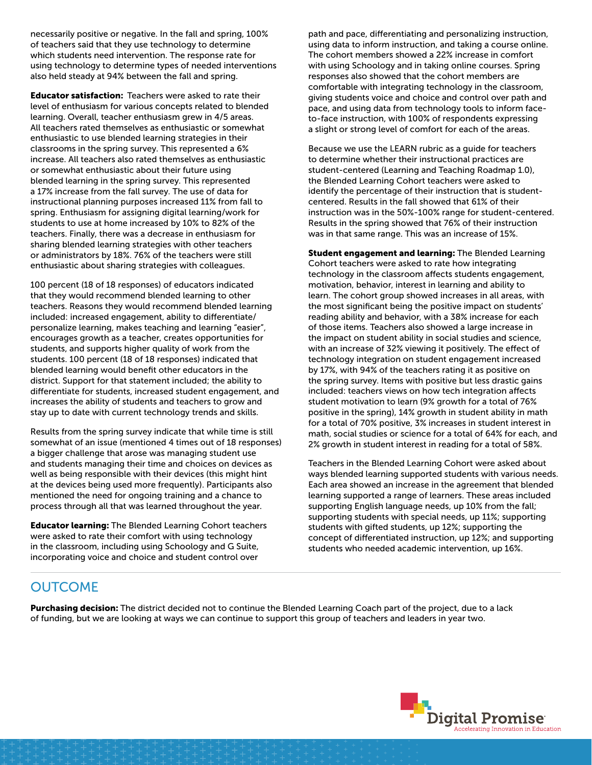necessarily positive or negative. In the fall and spring, 100% of teachers said that they use technology to determine which students need intervention. The response rate for using technology to determine types of needed interventions also held steady at 94% between the fall and spring.

**Educator satisfaction:** Teachers were asked to rate their level of enthusiasm for various concepts related to blended learning. Overall, teacher enthusiasm grew in 4/5 areas. All teachers rated themselves as enthusiastic or somewhat enthusiastic to use blended learning strategies in their classrooms in the spring survey. This represented a 6% increase. All teachers also rated themselves as enthusiastic or somewhat enthusiastic about their future using blended learning in the spring survey. This represented a 17% increase from the fall survey. The use of data for instructional planning purposes increased 11% from fall to spring. Enthusiasm for assigning digital learning/work for students to use at home increased by 10% to 82% of the teachers. Finally, there was a decrease in enthusiasm for sharing blended learning strategies with other teachers or administrators by 18%. 76% of the teachers were still enthusiastic about sharing strategies with colleagues.

100 percent (18 of 18 responses) of educators indicated that they would recommend blended learning to other teachers. Reasons they would recommend blended learning included: increased engagement, ability to differentiate/personalize learning, makes teaching and learning "easier", encourages growth as a teacher, creates opportunities for students, and supports higher quality of work from the students. 100 percent (18 of 18 responses) indicated that blended learning would benefit other educators in the district. Support for that statement included; the ability to differentiate for students, increased student engagement, and increases the ability of students and teachers to grow and stay up to date with current technology trends and skills.

Results from the spring survey indicate that while time is still somewhat of an issue (mentioned 4 times out of 18 responses) a bigger challenge that arose was managing student use and students managing their time and choices on devices as well as being responsible with their devices (this might hint at the devices being used more frequently). Participants also mentioned the need for ongoing training and a chance to process through all that was learned throughout the year.

**Educator learning:** The Blended Learning Cohort teachers were asked to rate their comfort with using technology in the classroom, including using Schoology and G Suite, incorporating voice and choice and student control over path and pace, differentiating and personalizing instruction, using data to inform instruction, and taking a course online. The cohort members showed a 22% increase in comfort with using Schoology and in taking online courses. Spring responses also showed that the cohort members are comfortable with integrating technology in the classroom, giving students voice and choice and control over path and pace, and using data from technology tools to inform face-to-face instruction, with 100% of respondents expressing a slight or strong level of comfort for each of the areas.

Because we use the LEARN rubric as a guide for teachers to determine whether their instructional practices are student-centered (Learning and Teaching Roadmap 1.0), the Blended Learning Cohort teachers were asked to identify the percentage of their instruction that is student-centered. Results in the fall showed that 61% of their instruction was in the 50%-100% range for student-centered. Results in the spring showed that 76% of their instruction was in that same range. This was an increase of 15%.

**Student engagement and learning:** The Blended Learning Cohort teachers were asked to rate how integrating technology in the classroom affects students engagement, motivation, behavior, interest in learning and ability to learn. The cohort group showed increases in all areas, with the most significant being the positive impact on students' reading ability and behavior, with a 38% increase for each of those items. Teachers also showed a large increase in the impact on student ability in social studies and science, with an increase of 32% viewing it positively. The effect of technology integration on student engagement increased by 17%, with 94% of the teachers rating it as positive on the spring survey. Items with positive but less drastic gains included: teachers views on how tech integration affects student motivation to learn (9% growth for a total of 76% positive in the spring), 14% growth in student ability in math for a total of 70% positive, 3% increases in student interest in math, social studies or science for a total of 64% for each, and 2% growth in student interest in reading for a total of 58%.

Teachers in the Blended Learning Cohort were asked about ways blended learning supported students with various needs. Each area showed an increase in the agreement that blended learning supported a range of learners. These areas included supporting English language needs, up 10% from the fall; supporting students with special needs, up 11%; supporting students with gifted students, up 12%; supporting the concept of differentiated instruction, up 12%; and supporting students who needed academic intervention, up 16%.

## OUTCOME

**Purchasing decision:** The district decided not to continue the Blended Learning Coach part of the project, due to a lack of funding, but we are looking at ways we can continue to support this group of teachers and leaders in year two.

Digital Promise
Accelerating Innovation in Education